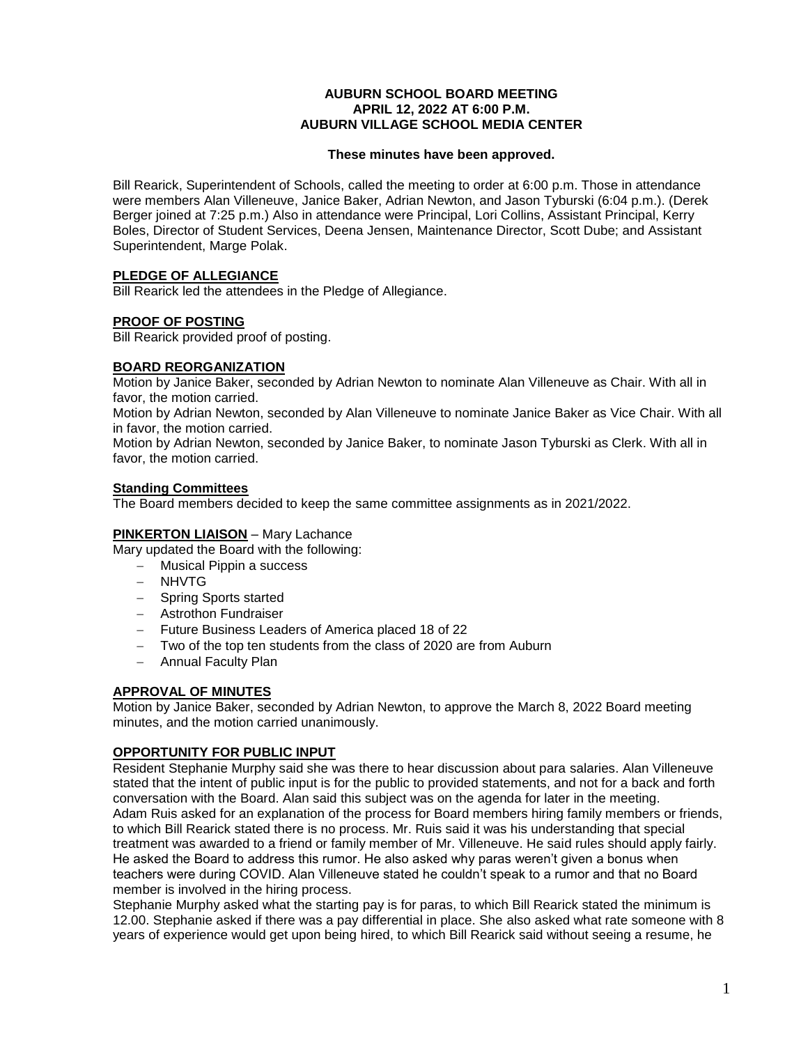**AUBURN SCHOOL BOARD MEETING**
**APRIL 12, 2022 AT 6:00 P.M.**
**AUBURN VILLAGE SCHOOL MEDIA CENTER**

**These minutes have been approved.**

Bill Rearick, Superintendent of Schools, called the meeting to order at 6:00 p.m. Those in attendance were members Alan Villeneuve, Janice Baker, Adrian Newton, and Jason Tyburski (6:04 p.m.). (Derek Berger joined at 7:25 p.m.) Also in attendance were Principal, Lori Collins, Assistant Principal, Kerry Boles, Director of Student Services, Deena Jensen, Maintenance Director, Scott Dube; and Assistant Superintendent, Marge Polak.

## PLEDGE OF ALLEGIANCE

Bill Rearick led the attendees in the Pledge of Allegiance.

## PROOF OF POSTING

Bill Rearick provided proof of posting.

## BOARD REORGANIZATION

Motion by Janice Baker, seconded by Adrian Newton to nominate Alan Villeneuve as Chair. With all in favor, the motion carried.

Motion by Adrian Newton, seconded by Alan Villeneuve to nominate Janice Baker as Vice Chair. With all in favor, the motion carried.

Motion by Adrian Newton, seconded by Janice Baker, to nominate Jason Tyburski as Clerk. With all in favor, the motion carried.

### Standing Committees

The Board members decided to keep the same committee assignments as in 2021/2022.

## PINKERTON LIAISON – Mary Lachance

Mary updated the Board with the following:

- Musical Pippin a success
- NHVTG
- Spring Sports started
- Astrothon Fundraiser
- Future Business Leaders of America placed 18 of 22
- Two of the top ten students from the class of 2020 are from Auburn
- Annual Faculty Plan

## APPROVAL OF MINUTES

Motion by Janice Baker, seconded by Adrian Newton, to approve the March 8, 2022 Board meeting minutes, and the motion carried unanimously.

## OPPORTUNITY FOR PUBLIC INPUT

Resident Stephanie Murphy said she was there to hear discussion about para salaries. Alan Villeneuve stated that the intent of public input is for the public to provided statements, and not for a back and forth conversation with the Board. Alan said this subject was on the agenda for later in the meeting.

Adam Ruis asked for an explanation of the process for Board members hiring family members or friends, to which Bill Rearick stated there is no process. Mr. Ruis said it was his understanding that special treatment was awarded to a friend or family member of Mr. Villeneuve. He said rules should apply fairly. He asked the Board to address this rumor. He also asked why paras weren't given a bonus when teachers were during COVID. Alan Villeneuve stated he couldn't speak to a rumor and that no Board member is involved in the hiring process.

Stephanie Murphy asked what the starting pay is for paras, to which Bill Rearick stated the minimum is 12.00. Stephanie asked if there was a pay differential in place. She also asked what rate someone with 8 years of experience would get upon being hired, to which Bill Rearick said without seeing a resume, he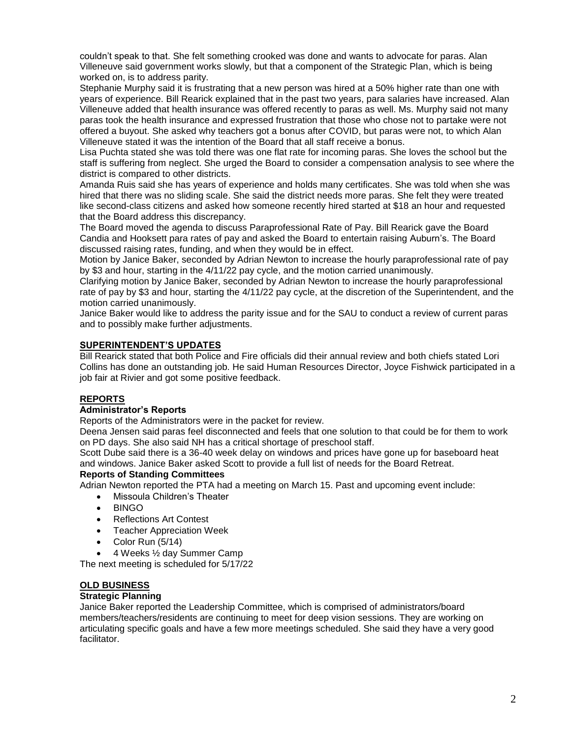couldn't speak to that. She felt something crooked was done and wants to advocate for paras. Alan Villeneuve said government works slowly, but that a component of the Strategic Plan, which is being worked on, is to address parity.

Stephanie Murphy said it is frustrating that a new person was hired at a 50% higher rate than one with years of experience. Bill Rearick explained that in the past two years, para salaries have increased. Alan Villeneuve added that health insurance was offered recently to paras as well. Ms. Murphy said not many paras took the health insurance and expressed frustration that those who chose not to partake were not offered a buyout. She asked why teachers got a bonus after COVID, but paras were not, to which Alan Villeneuve stated it was the intention of the Board that all staff receive a bonus.

Lisa Puchta stated she was told there was one flat rate for incoming paras. She loves the school but the staff is suffering from neglect. She urged the Board to consider a compensation analysis to see where the district is compared to other districts.

Amanda Ruis said she has years of experience and holds many certificates. She was told when she was hired that there was no sliding scale. She said the district needs more paras. She felt they were treated like second-class citizens and asked how someone recently hired started at $18 an hour and requested that the Board address this discrepancy.

The Board moved the agenda to discuss Paraprofessional Rate of Pay. Bill Rearick gave the Board Candia and Hooksett para rates of pay and asked the Board to entertain raising Auburn's. The Board discussed raising rates, funding, and when they would be in effect.

Motion by Janice Baker, seconded by Adrian Newton to increase the hourly paraprofessional rate of pay by $3 and hour, starting in the 4/11/22 pay cycle, and the motion carried unanimously.

Clarifying motion by Janice Baker, seconded by Adrian Newton to increase the hourly paraprofessional rate of pay by $3 and hour, starting the 4/11/22 pay cycle, at the discretion of the Superintendent, and the motion carried unanimously.

Janice Baker would like to address the parity issue and for the SAU to conduct a review of current paras and to possibly make further adjustments.

## SUPERINTENDENT'S UPDATES

Bill Rearick stated that both Police and Fire officials did their annual review and both chiefs stated Lori Collins has done an outstanding job. He said Human Resources Director, Joyce Fishwick participated in a job fair at Rivier and got some positive feedback.

## REPORTS

### Administrator's Reports

Reports of the Administrators were in the packet for review.

Deena Jensen said paras feel disconnected and feels that one solution to that could be for them to work on PD days. She also said NH has a critical shortage of preschool staff.

Scott Dube said there is a 36-40 week delay on windows and prices have gone up for baseboard heat and windows. Janice Baker asked Scott to provide a full list of needs for the Board Retreat.

### Reports of Standing Committees

Adrian Newton reported the PTA had a meeting on March 15. Past and upcoming event include:

- Missoula Children's Theater
- BINGO
- Reflections Art Contest
- Teacher Appreciation Week
- Color Run (5/14)
- 4 Weeks ½ day Summer Camp

The next meeting is scheduled for 5/17/22

## OLD BUSINESS

### Strategic Planning

Janice Baker reported the Leadership Committee, which is comprised of administrators/board members/teachers/residents are continuing to meet for deep vision sessions. They are working on articulating specific goals and have a few more meetings scheduled. She said they have a very good facilitator.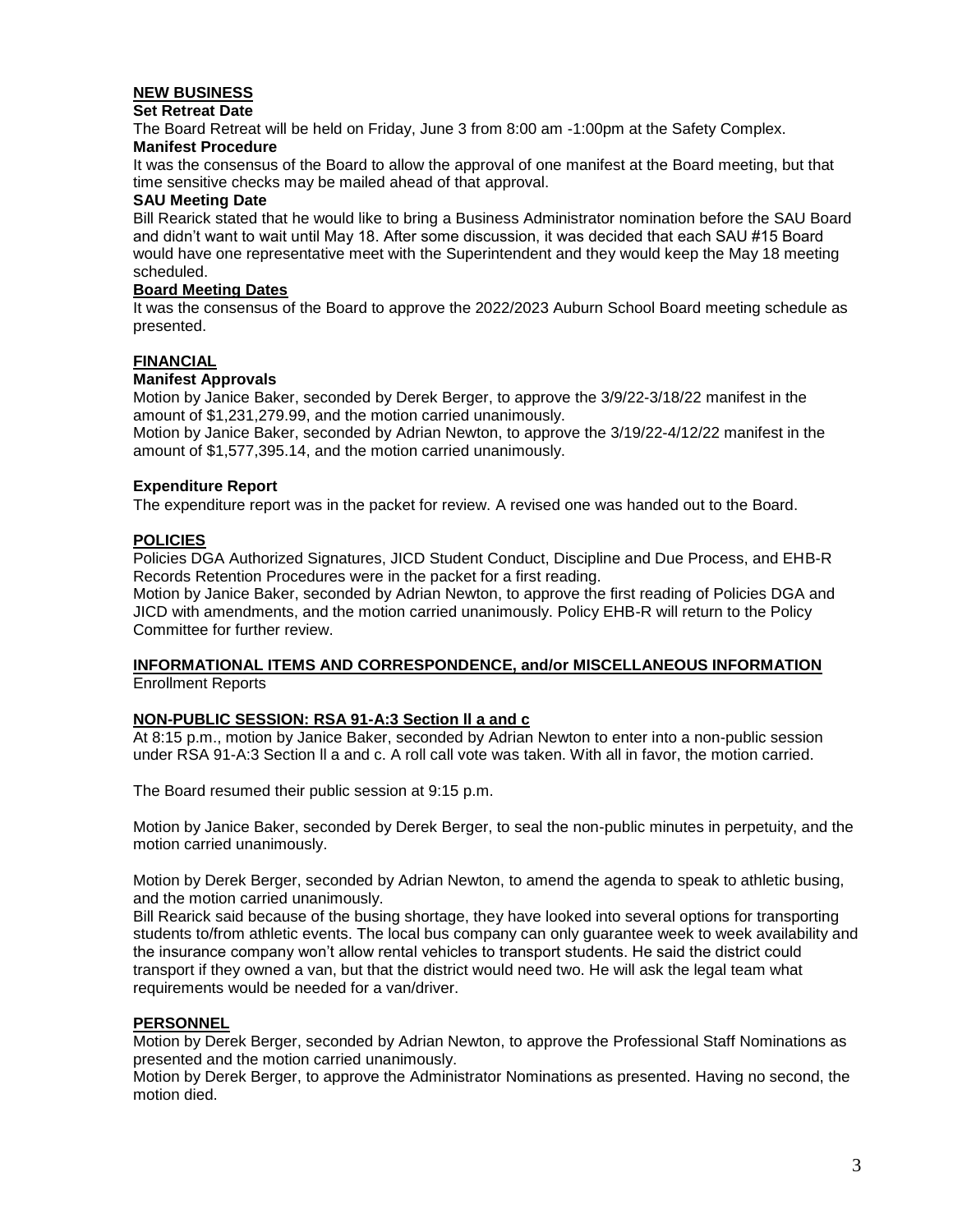## NEW BUSINESS

**Set Retreat Date**

The Board Retreat will be held on Friday, June 3 from 8:00 am -1:00pm at the Safety Complex.

**Manifest Procedure**

It was the consensus of the Board to allow the approval of one manifest at the Board meeting, but that time sensitive checks may be mailed ahead of that approval.

**SAU Meeting Date**

Bill Rearick stated that he would like to bring a Business Administrator nomination before the SAU Board and didn't want to wait until May 18. After some discussion, it was decided that each SAU #15 Board would have one representative meet with the Superintendent and they would keep the May 18 meeting scheduled.

**Board Meeting Dates**

It was the consensus of the Board to approve the 2022/2023 Auburn School Board meeting schedule as presented.

## FINANCIAL

**Manifest Approvals**

Motion by Janice Baker, seconded by Derek Berger, to approve the 3/9/22-3/18/22 manifest in the amount of $1,231,279.99, and the motion carried unanimously.

Motion by Janice Baker, seconded by Adrian Newton, to approve the 3/19/22-4/12/22 manifest in the amount of $1,577,395.14, and the motion carried unanimously.

**Expenditure Report**

The expenditure report was in the packet for review. A revised one was handed out to the Board.

## POLICIES

Policies DGA Authorized Signatures, JICD Student Conduct, Discipline and Due Process, and EHB-R Records Retention Procedures were in the packet for a first reading.

Motion by Janice Baker, seconded by Adrian Newton, to approve the first reading of Policies DGA and JICD with amendments, and the motion carried unanimously. Policy EHB-R will return to the Policy Committee for further review.

## INFORMATIONAL ITEMS AND CORRESPONDENCE, and/or MISCELLANEOUS INFORMATION

Enrollment Reports

## NON-PUBLIC SESSION: RSA 91-A:3 Section ll a and c

At 8:15 p.m., motion by Janice Baker, seconded by Adrian Newton to enter into a non-public session under RSA 91-A:3 Section ll a and c. A roll call vote was taken. With all in favor, the motion carried.

The Board resumed their public session at 9:15 p.m.

Motion by Janice Baker, seconded by Derek Berger, to seal the non-public minutes in perpetuity, and the motion carried unanimously.

Motion by Derek Berger, seconded by Adrian Newton, to amend the agenda to speak to athletic busing, and the motion carried unanimously.

Bill Rearick said because of the busing shortage, they have looked into several options for transporting students to/from athletic events. The local bus company can only guarantee week to week availability and the insurance company won't allow rental vehicles to transport students. He said the district could transport if they owned a van, but that the district would need two. He will ask the legal team what requirements would be needed for a van/driver.

## PERSONNEL

Motion by Derek Berger, seconded by Adrian Newton, to approve the Professional Staff Nominations as presented and the motion carried unanimously.

Motion by Derek Berger, to approve the Administrator Nominations as presented. Having no second, the motion died.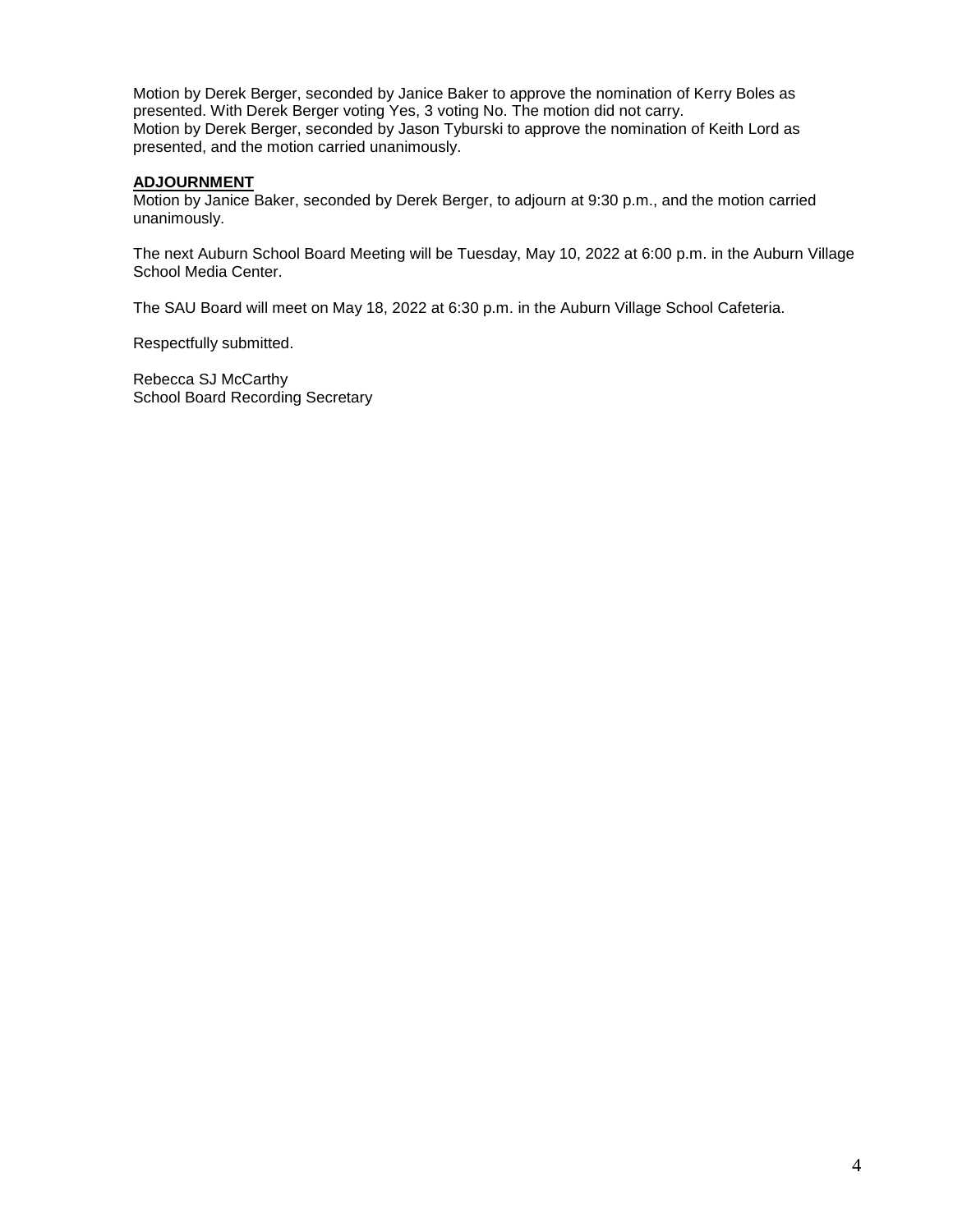Motion by Derek Berger, seconded by Janice Baker to approve the nomination of Kerry Boles as presented. With Derek Berger voting Yes, 3 voting No. The motion did not carry.
Motion by Derek Berger, seconded by Jason Tyburski to approve the nomination of Keith Lord as presented, and the motion carried unanimously.

**ADJOURNMENT**

Motion by Janice Baker, seconded by Derek Berger, to adjourn at 9:30 p.m., and the motion carried unanimously.

The next Auburn School Board Meeting will be Tuesday, May 10, 2022 at 6:00 p.m. in the Auburn Village School Media Center.

The SAU Board will meet on May 18, 2022 at 6:30 p.m. in the Auburn Village School Cafeteria.

Respectfully submitted.

Rebecca SJ McCarthy
School Board Recording Secretary